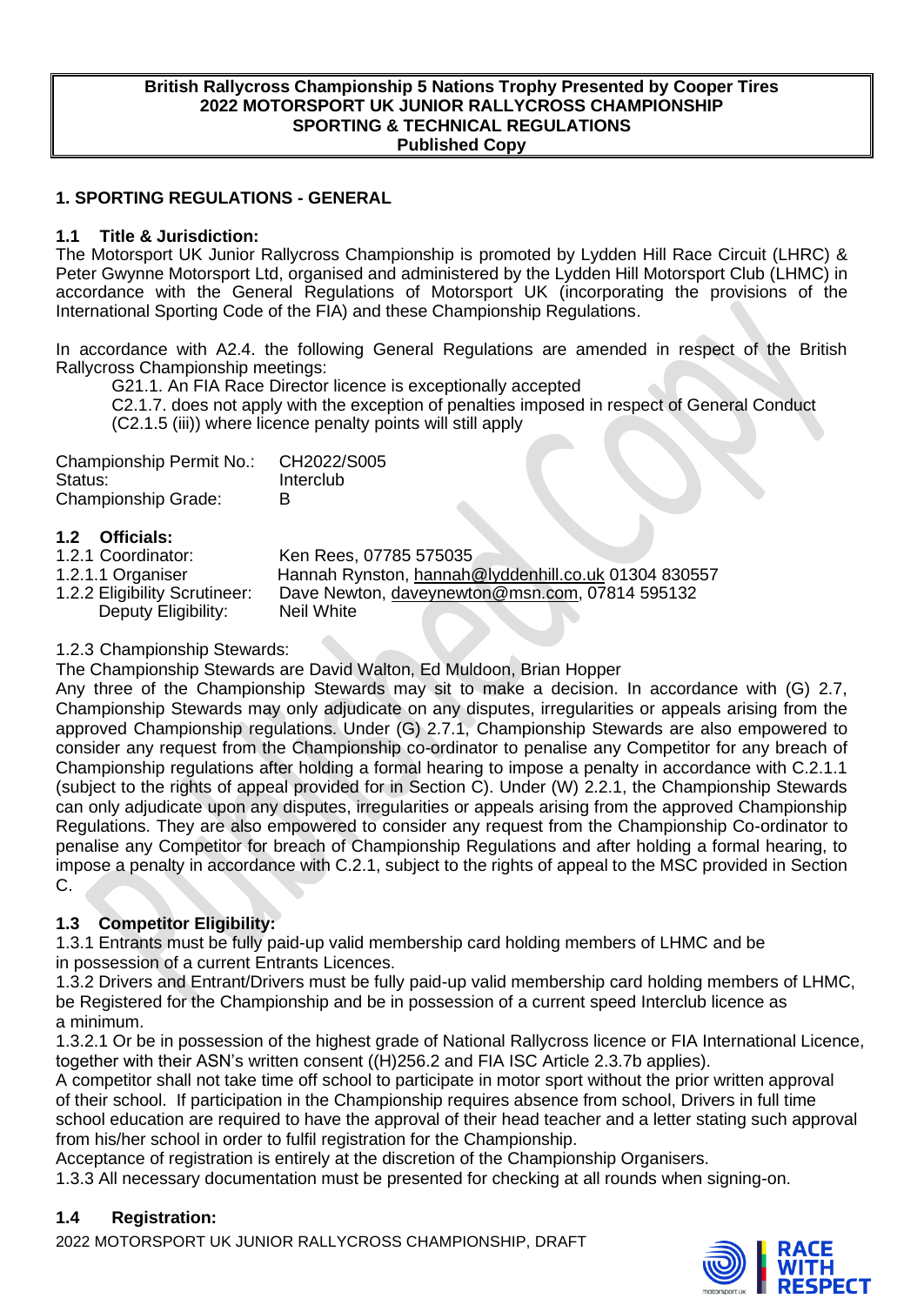**British Rallycross Championship 5 Nations Trophy Presented by Cooper Tires**
**2022 MOTORSPORT UK JUNIOR RALLYCROSS CHAMPIONSHIP**
**SPORTING & TECHNICAL REGULATIONS**
**Published Copy**

## 1. SPORTING REGULATIONS - GENERAL

### 1.1 Title & Jurisdiction:

The Motorsport UK Junior Rallycross Championship is promoted by Lydden Hill Race Circuit (LHRC) & Peter Gwynne Motorsport Ltd, organised and administered by the Lydden Hill Motorsport Club (LHMC) in accordance with the General Regulations of Motorsport UK (incorporating the provisions of the International Sporting Code of the FIA) and these Championship Regulations.

In accordance with A2.4. the following General Regulations are amended in respect of the British Rallycross Championship meetings:

G21.1. An FIA Race Director licence is exceptionally accepted
C2.1.7. does not apply with the exception of penalties imposed in respect of General Conduct (C2.1.5 (iii)) where licence penalty points will still apply

| | |
|---|---|
| Championship Permit No.: | CH2022/S005 |
| Status: | Interclub |
| Championship Grade: | B |

### 1.2 Officials:

| | |
|---|---|
| 1.2.1 Coordinator: | Ken Rees, 07785 575035 |
| 1.2.1.1 Organiser | Hannah Rynston, hannah@lyddenhill.co.uk 01304 830557 |
| 1.2.2 Eligibility Scrutineer: | Dave Newton, daveynewton@msn.com, 07814 595132 |
| Deputy Eligibility: | Neil White |

1.2.3 Championship Stewards:

The Championship Stewards are David Walton, Ed Muldoon, Brian Hopper

Any three of the Championship Stewards may sit to make a decision. In accordance with (G) 2.7, Championship Stewards may only adjudicate on any disputes, irregularities or appeals arising from the approved Championship regulations. Under (G) 2.7.1, Championship Stewards are also empowered to consider any request from the Championship co-ordinator to penalise any Competitor for any breach of Championship regulations after holding a formal hearing to impose a penalty in accordance with C.2.1.1 (subject to the rights of appeal provided for in Section C). Under (W) 2.2.1, the Championship Stewards can only adjudicate upon any disputes, irregularities or appeals arising from the approved Championship Regulations. They are also empowered to consider any request from the Championship Co-ordinator to penalise any Competitor for breach of Championship Regulations and after holding a formal hearing, to impose a penalty in accordance with C.2.1, subject to the rights of appeal to the MSC provided in Section C.

### 1.3 Competitor Eligibility:

1.3.1 Entrants must be fully paid-up valid membership card holding members of LHMC and be in possession of a current Entrants Licences.

1.3.2 Drivers and Entrant/Drivers must be fully paid-up valid membership card holding members of LHMC, be Registered for the Championship and be in possession of a current speed Interclub licence as a minimum.

1.3.2.1 Or be in possession of the highest grade of National Rallycross licence or FIA International Licence, together with their ASN's written consent ((H)256.2 and FIA ISC Article 2.3.7b applies).

A competitor shall not take time off school to participate in motor sport without the prior written approval of their school. If participation in the Championship requires absence from school, Drivers in full time school education are required to have the approval of their head teacher and a letter stating such approval from his/her school in order to fulfil registration for the Championship.

Acceptance of registration is entirely at the discretion of the Championship Organisers.

1.3.3 All necessary documentation must be presented for checking at all rounds when signing-on.

### 1.4 Registration: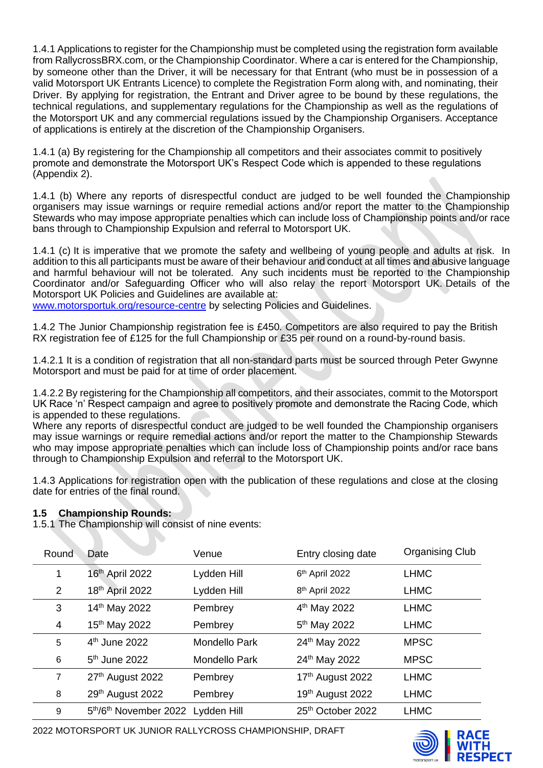1.4.1 Applications to register for the Championship must be completed using the registration form available from RallycrossBRX.com, or the Championship Coordinator. Where a car is entered for the Championship, by someone other than the Driver, it will be necessary for that Entrant (who must be in possession of a valid Motorsport UK Entrants Licence) to complete the Registration Form along with, and nominating, their Driver. By applying for registration, the Entrant and Driver agree to be bound by these regulations, the technical regulations, and supplementary regulations for the Championship as well as the regulations of the Motorsport UK and any commercial regulations issued by the Championship Organisers. Acceptance of applications is entirely at the discretion of the Championship Organisers.

1.4.1 (a) By registering for the Championship all competitors and their associates commit to positively promote and demonstrate the Motorsport UK's Respect Code which is appended to these regulations (Appendix 2).

1.4.1 (b) Where any reports of disrespectful conduct are judged to be well founded the Championship organisers may issue warnings or require remedial actions and/or report the matter to the Championship Stewards who may impose appropriate penalties which can include loss of Championship points and/or race bans through to Championship Expulsion and referral to Motorsport UK.

1.4.1 (c) It is imperative that we promote the safety and wellbeing of young people and adults at risk. In addition to this all participants must be aware of their behaviour and conduct at all times and abusive language and harmful behaviour will not be tolerated. Any such incidents must be reported to the Championship Coordinator and/or Safeguarding Officer who will also relay the report Motorsport UK. Details of the Motorsport UK Policies and Guidelines are available at:
www.motorsportuk.org/resource-centre by selecting Policies and Guidelines.

1.4.2 The Junior Championship registration fee is £450. Competitors are also required to pay the British RX registration fee of £125 for the full Championship or £35 per round on a round-by-round basis.

1.4.2.1 It is a condition of registration that all non-standard parts must be sourced through Peter Gwynne Motorsport and must be paid for at time of order placement.

1.4.2.2 By registering for the Championship all competitors, and their associates, commit to the Motorsport UK Race 'n' Respect campaign and agree to positively promote and demonstrate the Racing Code, which is appended to these regulations.
Where any reports of disrespectful conduct are judged to be well founded the Championship organisers may issue warnings or require remedial actions and/or report the matter to the Championship Stewards who may impose appropriate penalties which can include loss of Championship points and/or race bans through to Championship Expulsion and referral to the Motorsport UK.

1.4.3 Applications for registration open with the publication of these regulations and close at the closing date for entries of the final round.

## 1.5 Championship Rounds:

1.5.1 The Championship will consist of nine events:

| Round | Date | Venue | Entry closing date | Organising Club |
|---|---|---|---|---|
| 1 | 16th April 2022 | Lydden Hill | 6th April 2022 | LHMC |
| 2 | 18th April 2022 | Lydden Hill | 8th April 2022 | LHMC |
| 3 | 14th May 2022 | Pembrey | 4th May 2022 | LHMC |
| 4 | 15th May 2022 | Pembrey | 5th May 2022 | LHMC |
| 5 | 4th June 2022 | Mondello Park | 24th May 2022 | MPSC |
| 6 | 5th June 2022 | Mondello Park | 24th May 2022 | MPSC |
| 7 | 27th August 2022 | Pembrey | 17th August 2022 | LHMC |
| 8 | 29th August 2022 | Pembrey | 19th August 2022 | LHMC |
| 9 | 5th/6th November 2022 | Lydden Hill | 25th October 2022 | LHMC |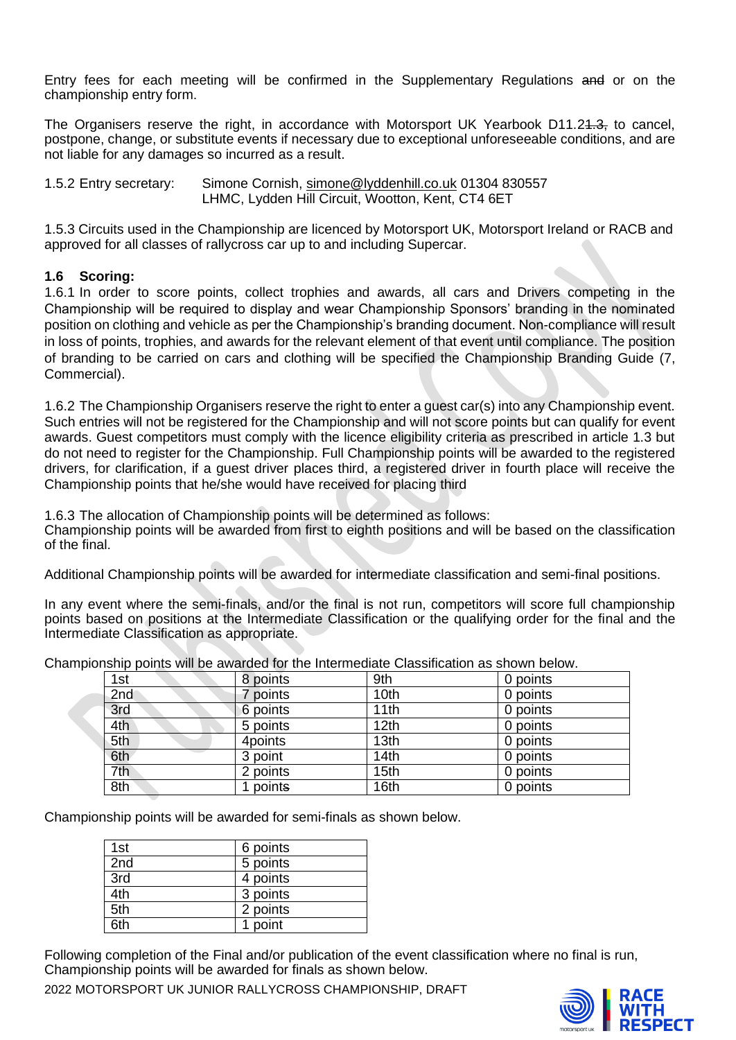Entry fees for each meeting will be confirmed in the Supplementary Regulations ~~and~~ or on the championship entry form.

The Organisers reserve the right, in accordance with Motorsport UK Yearbook D11.2~~1.3,~~ to cancel, postpone, change, or substitute events if necessary due to exceptional unforeseeable conditions, and are not liable for any damages so incurred as a result.

1.5.2 Entry secretary: Simone Cornish, simone@lyddenhill.co.uk 01304 830557
LHMC, Lydden Hill Circuit, Wootton, Kent, CT4 6ET

1.5.3 Circuits used in the Championship are licenced by Motorsport UK, Motorsport Ireland or RACB and approved for all classes of rallycross car up to and including Supercar.

**1.6 Scoring:**

1.6.1 In order to score points, collect trophies and awards, all cars and Drivers competing in the Championship will be required to display and wear Championship Sponsors' branding in the nominated position on clothing and vehicle as per the Championship's branding document. Non-compliance will result in loss of points, trophies, and awards for the relevant element of that event until compliance. The position of branding to be carried on cars and clothing will be specified the Championship Branding Guide (7, Commercial).

1.6.2 The Championship Organisers reserve the right to enter a guest car(s) into any Championship event. Such entries will not be registered for the Championship and will not score points but can qualify for event awards. Guest competitors must comply with the licence eligibility criteria as prescribed in article 1.3 but do not need to register for the Championship. Full Championship points will be awarded to the registered drivers, for clarification, if a guest driver places third, a registered driver in fourth place will receive the Championship points that he/she would have received for placing third

1.6.3 The allocation of Championship points will be determined as follows:
Championship points will be awarded from first to eighth positions and will be based on the classification of the final.

Additional Championship points will be awarded for intermediate classification and semi-final positions.

In any event where the semi-finals, and/or the final is not run, competitors will score full championship points based on positions at the Intermediate Classification or the qualifying order for the final and the Intermediate Classification as appropriate.

Championship points will be awarded for the Intermediate Classification as shown below.

| 1st | 8 points | 9th | 0 points |
|---|---|---|---|
| 2nd | 7 points | 10th | 0 points |
| 3rd | 6 points | 11th | 0 points |
| 4th | 5 points | 12th | 0 points |
| 5th | 4points | 13th | 0 points |
| 6th | 3 point | 14th | 0 points |
| 7th | 2 points | 15th | 0 points |
| 8th | 1 point~~s~~ | 16th | 0 points |

Championship points will be awarded for semi-finals as shown below.

| 1st | 6 points |
|---|---|
| 2nd | 5 points |
| 3rd | 4 points |
| 4th | 3 points |
| 5th | 2 points |
| 6th | 1 point |

Following completion of the Final and/or publication of the event classification where no final is run, Championship points will be awarded for finals as shown below.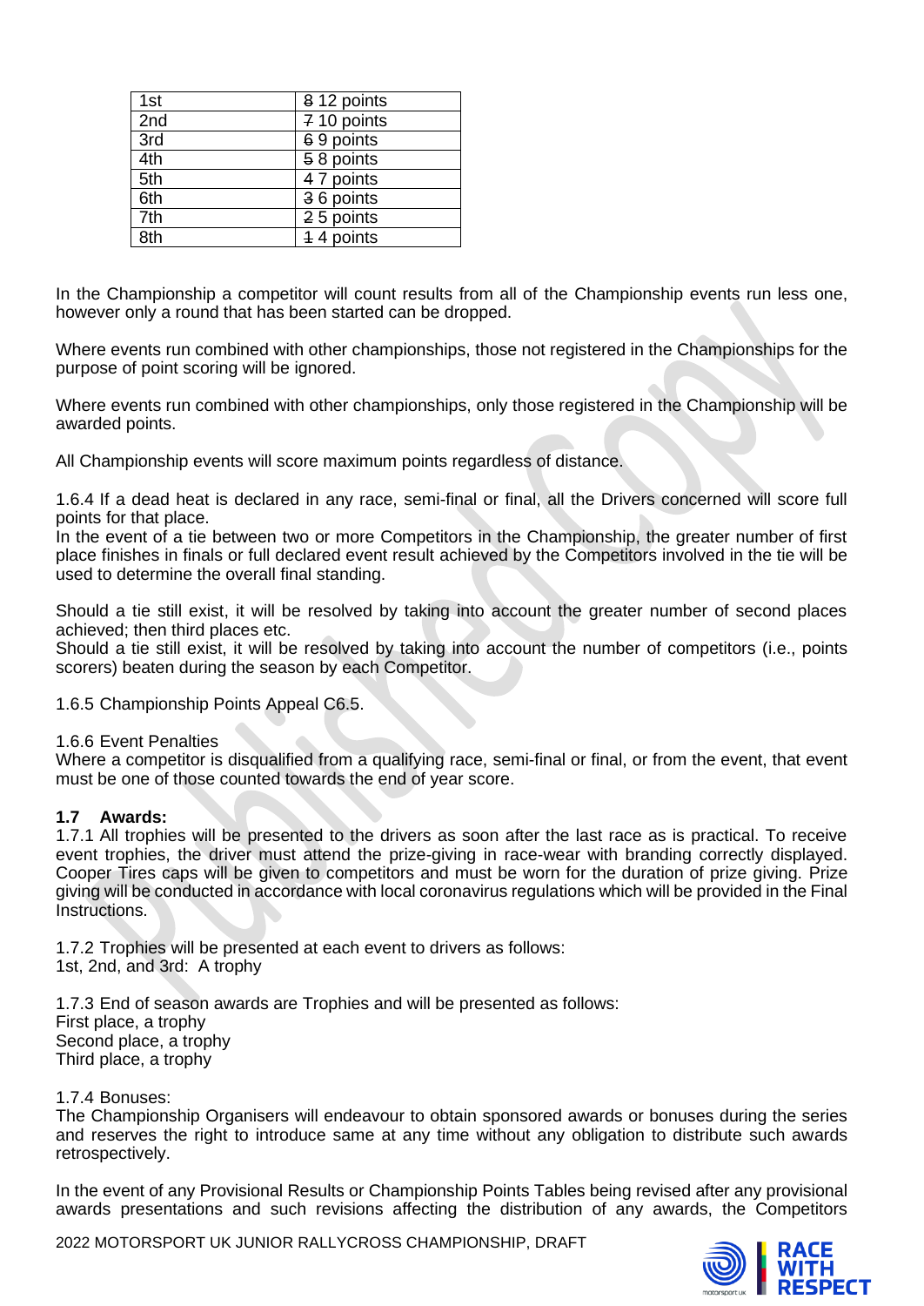| 1st | ~~8~~ 12 points |
|---|---|
| 2nd | ~~7~~ 10 points |
| 3rd | ~~6~~ 9 points |
| 4th | ~~5~~ 8 points |
| 5th | ~~4~~ 7 points |
| 6th | ~~3~~ 6 points |
| 7th | ~~2~~ 5 points |
| 8th | ~~1~~ 4 points |

In the Championship a competitor will count results from all of the Championship events run less one, however only a round that has been started can be dropped.

Where events run combined with other championships, those not registered in the Championships for the purpose of point scoring will be ignored.

Where events run combined with other championships, only those registered in the Championship will be awarded points.

All Championship events will score maximum points regardless of distance.

1.6.4 If a dead heat is declared in any race, semi-final or final, all the Drivers concerned will score full points for that place.
In the event of a tie between two or more Competitors in the Championship, the greater number of first place finishes in finals or full declared event result achieved by the Competitors involved in the tie will be used to determine the overall final standing.

Should a tie still exist, it will be resolved by taking into account the greater number of second places achieved; then third places etc.
Should a tie still exist, it will be resolved by taking into account the number of competitors (i.e., points scorers) beaten during the season by each Competitor.

1.6.5 Championship Points Appeal C6.5.

1.6.6 Event Penalties
Where a competitor is disqualified from a qualifying race, semi-final or final, or from the event, that event must be one of those counted towards the end of year score.

**1.7 Awards:**
1.7.1 All trophies will be presented to the drivers as soon after the last race as is practical. To receive event trophies, the driver must attend the prize-giving in race-wear with branding correctly displayed. Cooper Tires caps will be given to competitors and must be worn for the duration of prize giving. Prize giving will be conducted in accordance with local coronavirus regulations which will be provided in the Final Instructions.

1.7.2 Trophies will be presented at each event to drivers as follows:
1st, 2nd, and 3rd: A trophy

1.7.3 End of season awards are Trophies and will be presented as follows:
First place, a trophy
Second place, a trophy
Third place, a trophy

1.7.4 Bonuses:
The Championship Organisers will endeavour to obtain sponsored awards or bonuses during the series and reserves the right to introduce same at any time without any obligation to distribute such awards retrospectively.

In the event of any Provisional Results or Championship Points Tables being revised after any provisional awards presentations and such revisions affecting the distribution of any awards, the Competitors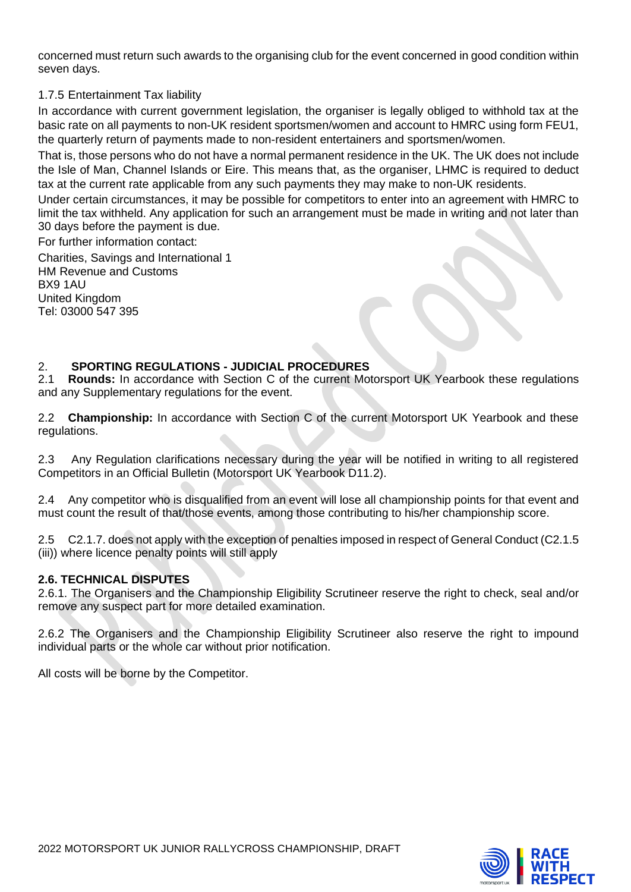concerned must return such awards to the organising club for the event concerned in good condition within seven days.

1.7.5 Entertainment Tax liability

In accordance with current government legislation, the organiser is legally obliged to withhold tax at the basic rate on all payments to non-UK resident sportsmen/women and account to HMRC using form FEU1, the quarterly return of payments made to non-resident entertainers and sportsmen/women.

That is, those persons who do not have a normal permanent residence in the UK. The UK does not include the Isle of Man, Channel Islands or Eire. This means that, as the organiser, LHMC is required to deduct tax at the current rate applicable from any such payments they may make to non-UK residents.

Under certain circumstances, it may be possible for competitors to enter into an agreement with HMRC to limit the tax withheld. Any application for such an arrangement must be made in writing and not later than 30 days before the payment is due.

For further information contact:

Charities, Savings and International 1
HM Revenue and Customs
BX9 1AU
United Kingdom
Tel: 03000 547 395

## 2. SPORTING REGULATIONS - JUDICIAL PROCEDURES

2.1 **Rounds:** In accordance with Section C of the current Motorsport UK Yearbook these regulations and any Supplementary regulations for the event.

2.2 **Championship:** In accordance with Section C of the current Motorsport UK Yearbook and these regulations.

2.3 Any Regulation clarifications necessary during the year will be notified in writing to all registered Competitors in an Official Bulletin (Motorsport UK Yearbook D11.2).

2.4 Any competitor who is disqualified from an event will lose all championship points for that event and must count the result of that/those events, among those contributing to his/her championship score.

2.5 C2.1.7. does not apply with the exception of penalties imposed in respect of General Conduct (C2.1.5 (iii)) where licence penalty points will still apply

### 2.6. TECHNICAL DISPUTES

2.6.1. The Organisers and the Championship Eligibility Scrutineer reserve the right to check, seal and/or remove any suspect part for more detailed examination.

2.6.2 The Organisers and the Championship Eligibility Scrutineer also reserve the right to impound individual parts or the whole car without prior notification.

All costs will be borne by the Competitor.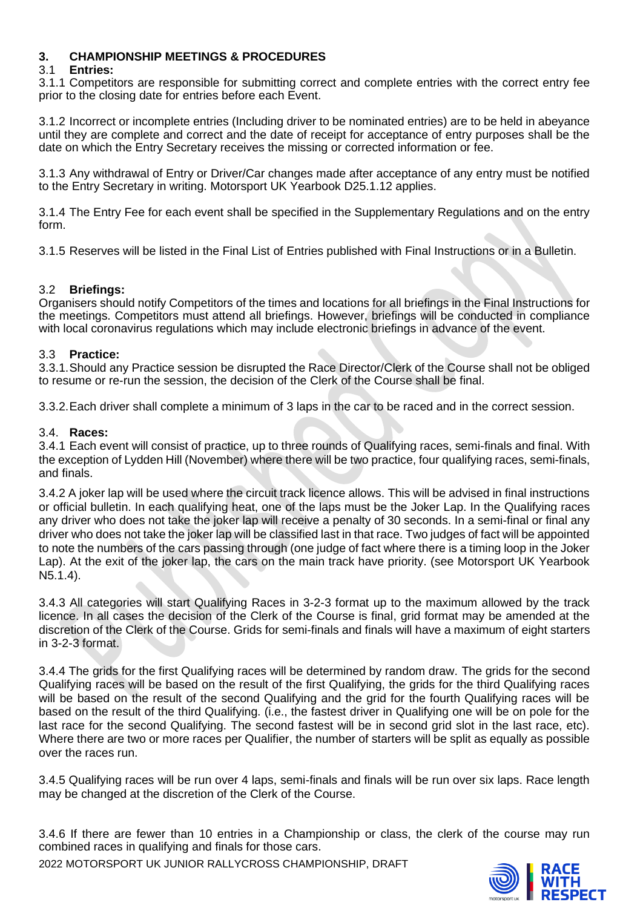## 3. CHAMPIONSHIP MEETINGS & PROCEDURES

### 3.1 Entries:

3.1.1 Competitors are responsible for submitting correct and complete entries with the correct entry fee prior to the closing date for entries before each Event.

3.1.2 Incorrect or incomplete entries (Including driver to be nominated entries) are to be held in abeyance until they are complete and correct and the date of receipt for acceptance of entry purposes shall be the date on which the Entry Secretary receives the missing or corrected information or fee.

3.1.3 Any withdrawal of Entry or Driver/Car changes made after acceptance of any entry must be notified to the Entry Secretary in writing. Motorsport UK Yearbook D25.1.12 applies.

3.1.4 The Entry Fee for each event shall be specified in the Supplementary Regulations and on the entry form.

3.1.5 Reserves will be listed in the Final List of Entries published with Final Instructions or in a Bulletin.

### 3.2 Briefings:

Organisers should notify Competitors of the times and locations for all briefings in the Final Instructions for the meetings. Competitors must attend all briefings. However, briefings will be conducted in compliance with local coronavirus regulations which may include electronic briefings in advance of the event.

### 3.3 Practice:

3.3.1. Should any Practice session be disrupted the Race Director/Clerk of the Course shall not be obliged to resume or re-run the session, the decision of the Clerk of the Course shall be final.

3.3.2. Each driver shall complete a minimum of 3 laps in the car to be raced and in the correct session.

### 3.4. Races:

3.4.1 Each event will consist of practice, up to three rounds of Qualifying races, semi-finals and final. With the exception of Lydden Hill (November) where there will be two practice, four qualifying races, semi-finals, and finals.

3.4.2 A joker lap will be used where the circuit track licence allows. This will be advised in final instructions or official bulletin. In each qualifying heat, one of the laps must be the Joker Lap. In the Qualifying races any driver who does not take the joker lap will receive a penalty of 30 seconds. In a semi-final or final any driver who does not take the joker lap will be classified last in that race. Two judges of fact will be appointed to note the numbers of the cars passing through (one judge of fact where there is a timing loop in the Joker Lap). At the exit of the joker lap, the cars on the main track have priority. (see Motorsport UK Yearbook N5.1.4).

3.4.3 All categories will start Qualifying Races in 3-2-3 format up to the maximum allowed by the track licence. In all cases the decision of the Clerk of the Course is final, grid format may be amended at the discretion of the Clerk of the Course. Grids for semi-finals and finals will have a maximum of eight starters in 3-2-3 format.

3.4.4 The grids for the first Qualifying races will be determined by random draw. The grids for the second Qualifying races will be based on the result of the first Qualifying, the grids for the third Qualifying races will be based on the result of the second Qualifying and the grid for the fourth Qualifying races will be based on the result of the third Qualifying. (i.e., the fastest driver in Qualifying one will be on pole for the last race for the second Qualifying. The second fastest will be in second grid slot in the last race, etc). Where there are two or more races per Qualifier, the number of starters will be split as equally as possible over the races run.

3.4.5 Qualifying races will be run over 4 laps, semi-finals and finals will be run over six laps. Race length may be changed at the discretion of the Clerk of the Course.

3.4.6 If there are fewer than 10 entries in a Championship or class, the clerk of the course may run combined races in qualifying and finals for those cars.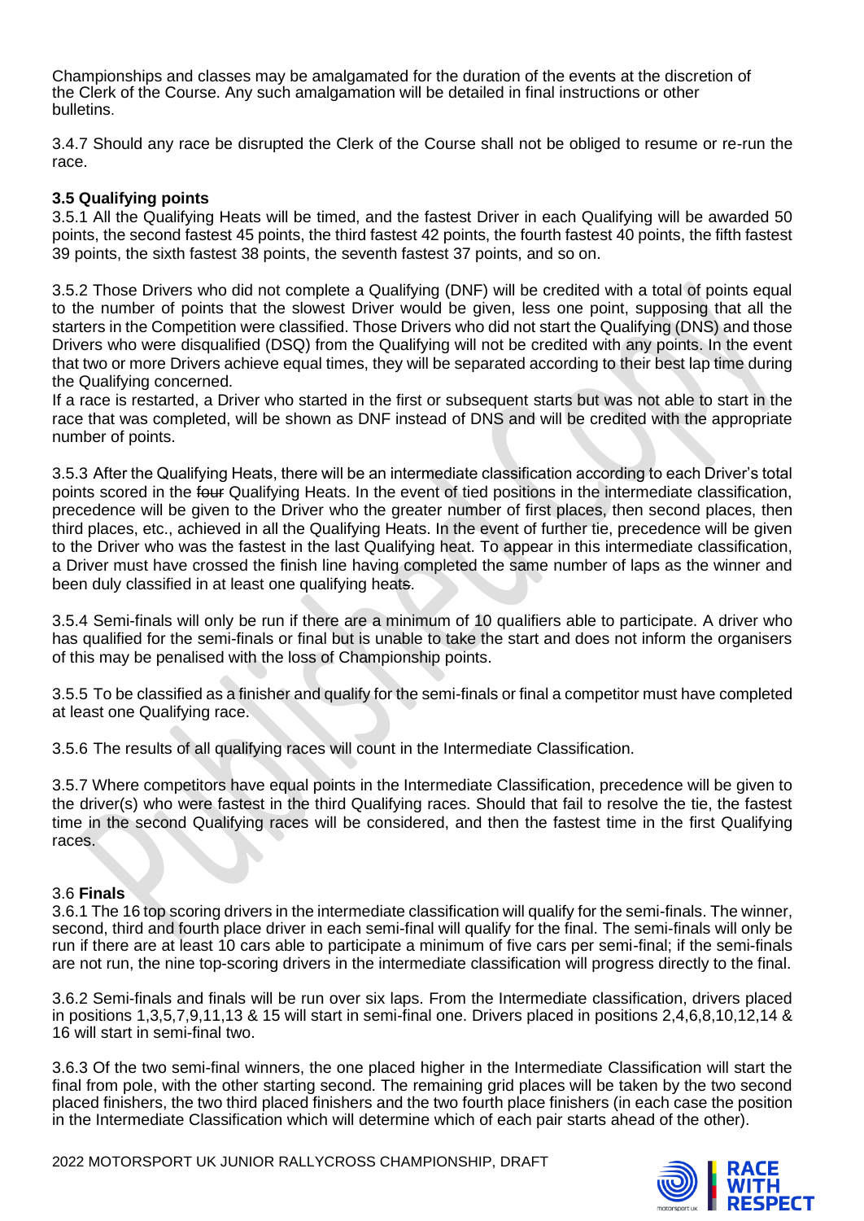Championships and classes may be amalgamated for the duration of the events at the discretion of the Clerk of the Course. Any such amalgamation will be detailed in final instructions or other bulletins.

3.4.7 Should any race be disrupted the Clerk of the Course shall not be obliged to resume or re-run the race.

**3.5 Qualifying points**

3.5.1 All the Qualifying Heats will be timed, and the fastest Driver in each Qualifying will be awarded 50 points, the second fastest 45 points, the third fastest 42 points, the fourth fastest 40 points, the fifth fastest 39 points, the sixth fastest 38 points, the seventh fastest 37 points, and so on.

3.5.2 Those Drivers who did not complete a Qualifying (DNF) will be credited with a total of points equal to the number of points that the slowest Driver would be given, less one point, supposing that all the starters in the Competition were classified. Those Drivers who did not start the Qualifying (DNS) and those Drivers who were disqualified (DSQ) from the Qualifying will not be credited with any points. In the event that two or more Drivers achieve equal times, they will be separated according to their best lap time during the Qualifying concerned.
If a race is restarted, a Driver who started in the first or subsequent starts but was not able to start in the race that was completed, will be shown as DNF instead of DNS and will be credited with the appropriate number of points.

3.5.3 After the Qualifying Heats, there will be an intermediate classification according to each Driver's total points scored in the ~~four~~ Qualifying Heats. In the event of tied positions in the intermediate classification, precedence will be given to the Driver who the greater number of first places, then second places, then third places, etc., achieved in all the Qualifying Heats. In the event of further tie, precedence will be given to the Driver who was the fastest in the last Qualifying heat. To appear in this intermediate classification, a Driver must have crossed the finish line having completed the same number of laps as the winner and been duly classified in at least one qualifying heat~~s~~.

3.5.4 Semi-finals will only be run if there are a minimum of 10 qualifiers able to participate. A driver who has qualified for the semi-finals or final but is unable to take the start and does not inform the organisers of this may be penalised with the loss of Championship points.

3.5.5 To be classified as a finisher and qualify for the semi-finals or final a competitor must have completed at least one Qualifying race.

3.5.6 The results of all qualifying races will count in the Intermediate Classification.

3.5.7 Where competitors have equal points in the Intermediate Classification, precedence will be given to the driver(s) who were fastest in the third Qualifying races. Should that fail to resolve the tie, the fastest time in the second Qualifying races will be considered, and then the fastest time in the first Qualifying races.

3.6 **Finals**

3.6.1 The 16 top scoring drivers in the intermediate classification will qualify for the semi-finals. The winner, second, third and fourth place driver in each semi-final will qualify for the final. The semi-finals will only be run if there are at least 10 cars able to participate a minimum of five cars per semi-final; if the semi-finals are not run, the nine top-scoring drivers in the intermediate classification will progress directly to the final.

3.6.2 Semi-finals and finals will be run over six laps. From the Intermediate classification, drivers placed in positions 1,3,5,7,9,11,13 & 15 will start in semi-final one. Drivers placed in positions 2,4,6,8,10,12,14 & 16 will start in semi-final two.

3.6.3 Of the two semi-final winners, the one placed higher in the Intermediate Classification will start the final from pole, with the other starting second. The remaining grid places will be taken by the two second placed finishers, the two third placed finishers and the two fourth place finishers (in each case the position in the Intermediate Classification which will determine which of each pair starts ahead of the other).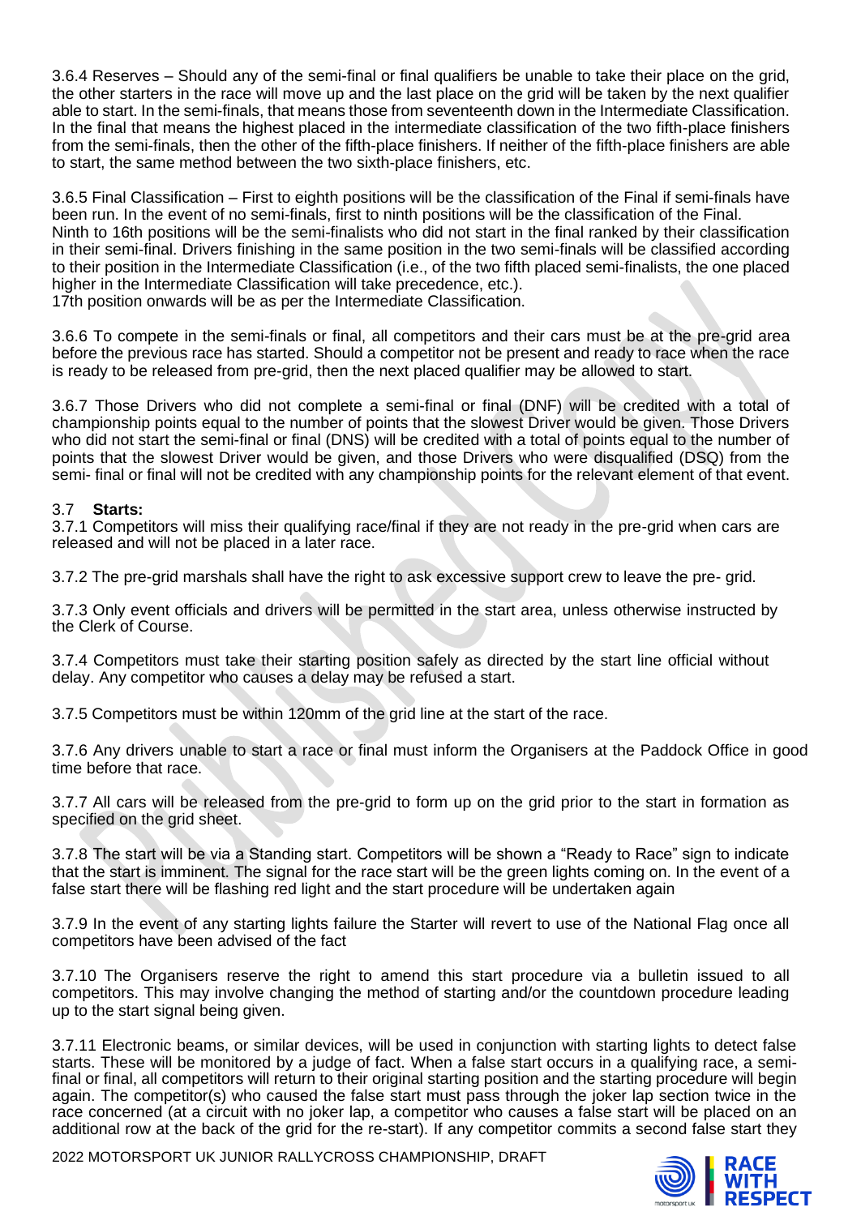3.6.4 Reserves – Should any of the semi-final or final qualifiers be unable to take their place on the grid, the other starters in the race will move up and the last place on the grid will be taken by the next qualifier able to start. In the semi-finals, that means those from seventeenth down in the Intermediate Classification. In the final that means the highest placed in the intermediate classification of the two fifth-place finishers from the semi-finals, then the other of the fifth-place finishers. If neither of the fifth-place finishers are able to start, the same method between the two sixth-place finishers, etc.

3.6.5 Final Classification – First to eighth positions will be the classification of the Final if semi-finals have been run. In the event of no semi-finals, first to ninth positions will be the classification of the Final.
Ninth to 16th positions will be the semi-finalists who did not start in the final ranked by their classification in their semi-final. Drivers finishing in the same position in the two semi-finals will be classified according to their position in the Intermediate Classification (i.e., of the two fifth placed semi-finalists, the one placed higher in the Intermediate Classification will take precedence, etc.).
17th position onwards will be as per the Intermediate Classification.

3.6.6 To compete in the semi-finals or final, all competitors and their cars must be at the pre-grid area before the previous race has started. Should a competitor not be present and ready to race when the race is ready to be released from pre-grid, then the next placed qualifier may be allowed to start.

3.6.7 Those Drivers who did not complete a semi-final or final (DNF) will be credited with a total of championship points equal to the number of points that the slowest Driver would be given. Those Drivers who did not start the semi-final or final (DNS) will be credited with a total of points equal to the number of points that the slowest Driver would be given, and those Drivers who were disqualified (DSQ) from the semi- final or final will not be credited with any championship points for the relevant element of that event.

3.7 **Starts:**
3.7.1 Competitors will miss their qualifying race/final if they are not ready in the pre-grid when cars are released and will not be placed in a later race.

3.7.2 The pre-grid marshals shall have the right to ask excessive support crew to leave the pre- grid.

3.7.3 Only event officials and drivers will be permitted in the start area, unless otherwise instructed by the Clerk of Course.

3.7.4 Competitors must take their starting position safely as directed by the start line official without delay. Any competitor who causes a delay may be refused a start.

3.7.5 Competitors must be within 120mm of the grid line at the start of the race.

3.7.6 Any drivers unable to start a race or final must inform the Organisers at the Paddock Office in good time before that race.

3.7.7 All cars will be released from the pre-grid to form up on the grid prior to the start in formation as specified on the grid sheet.

3.7.8 The start will be via a Standing start. Competitors will be shown a "Ready to Race" sign to indicate that the start is imminent. The signal for the race start will be the green lights coming on. In the event of a false start there will be flashing red light and the start procedure will be undertaken again

3.7.9 In the event of any starting lights failure the Starter will revert to use of the National Flag once all competitors have been advised of the fact

3.7.10 The Organisers reserve the right to amend this start procedure via a bulletin issued to all competitors. This may involve changing the method of starting and/or the countdown procedure leading up to the start signal being given.

3.7.11 Electronic beams, or similar devices, will be used in conjunction with starting lights to detect false starts. These will be monitored by a judge of fact. When a false start occurs in a qualifying race, a semi-final or final, all competitors will return to their original starting position and the starting procedure will begin again. The competitor(s) who caused the false start must pass through the joker lap section twice in the race concerned (at a circuit with no joker lap, a competitor who causes a false start will be placed on an additional row at the back of the grid for the re-start). If any competitor commits a second false start they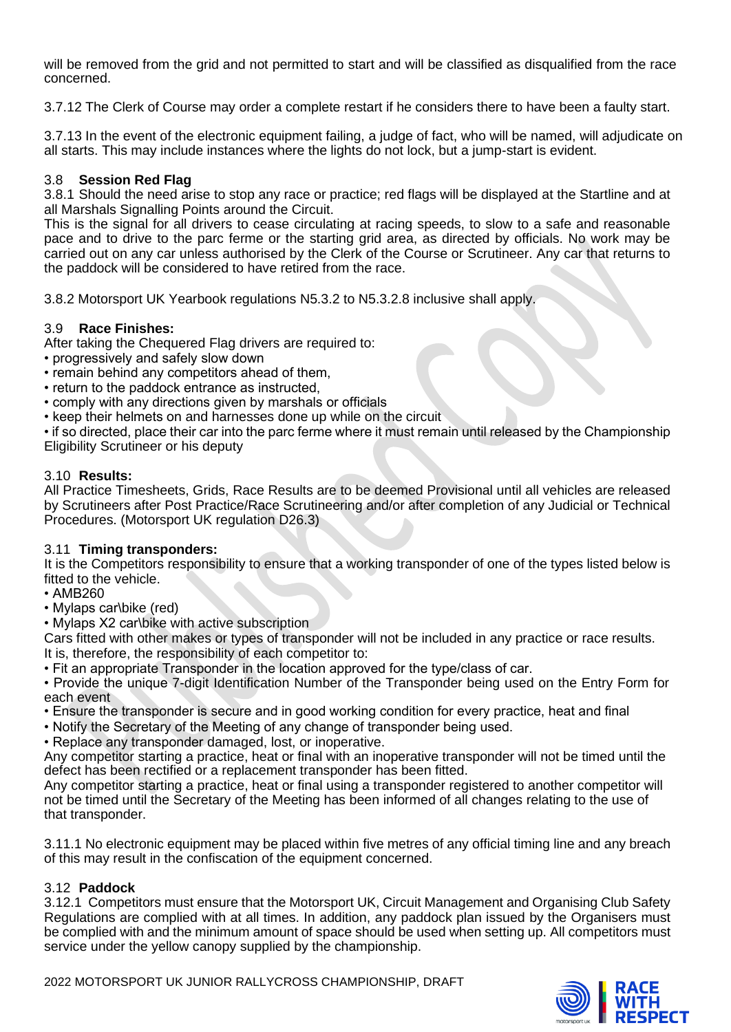will be removed from the grid and not permitted to start and will be classified as disqualified from the race concerned.

3.7.12 The Clerk of Course may order a complete restart if he considers there to have been a faulty start.

3.7.13 In the event of the electronic equipment failing, a judge of fact, who will be named, will adjudicate on all starts. This may include instances where the lights do not lock, but a jump-start is evident.

### 3.8 Session Red Flag

3.8.1 Should the need arise to stop any race or practice; red flags will be displayed at the Startline and at all Marshals Signalling Points around the Circuit.
This is the signal for all drivers to cease circulating at racing speeds, to slow to a safe and reasonable pace and to drive to the parc ferme or the starting grid area, as directed by officials. No work may be carried out on any car unless authorised by the Clerk of the Course or Scrutineer. Any car that returns to the paddock will be considered to have retired from the race.

3.8.2 Motorsport UK Yearbook regulations N5.3.2 to N5.3.2.8 inclusive shall apply.

### 3.9 Race Finishes:

After taking the Chequered Flag drivers are required to:

- progressively and safely slow down
- remain behind any competitors ahead of them,
- return to the paddock entrance as instructed,
- comply with any directions given by marshals or officials
- keep their helmets on and harnesses done up while on the circuit
- if so directed, place their car into the parc ferme where it must remain until released by the Championship Eligibility Scrutineer or his deputy

### 3.10 Results:

All Practice Timesheets, Grids, Race Results are to be deemed Provisional until all vehicles are released by Scrutineers after Post Practice/Race Scrutineering and/or after completion of any Judicial or Technical Procedures. (Motorsport UK regulation D26.3)

### 3.11 Timing transponders:

It is the Competitors responsibility to ensure that a working transponder of one of the types listed below is fitted to the vehicle.

- AMB260
- Mylaps car\bike (red)
- Mylaps X2 car\bike with active subscription

Cars fitted with other makes or types of transponder will not be included in any practice or race results.
It is, therefore, the responsibility of each competitor to:

- Fit an appropriate Transponder in the location approved for the type/class of car.
- Provide the unique 7-digit Identification Number of the Transponder being used on the Entry Form for each event
- Ensure the transponder is secure and in good working condition for every practice, heat and final
- Notify the Secretary of the Meeting of any change of transponder being used.
- Replace any transponder damaged, lost, or inoperative.

Any competitor starting a practice, heat or final with an inoperative transponder will not be timed until the defect has been rectified or a replacement transponder has been fitted.
Any competitor starting a practice, heat or final using a transponder registered to another competitor will not be timed until the Secretary of the Meeting has been informed of all changes relating to the use of that transponder.

3.11.1 No electronic equipment may be placed within five metres of any official timing line and any breach of this may result in the confiscation of the equipment concerned.

### 3.12 Paddock

3.12.1 Competitors must ensure that the Motorsport UK, Circuit Management and Organising Club Safety Regulations are complied with at all times. In addition, any paddock plan issued by the Organisers must be complied with and the minimum amount of space should be used when setting up. All competitors must service under the yellow canopy supplied by the championship.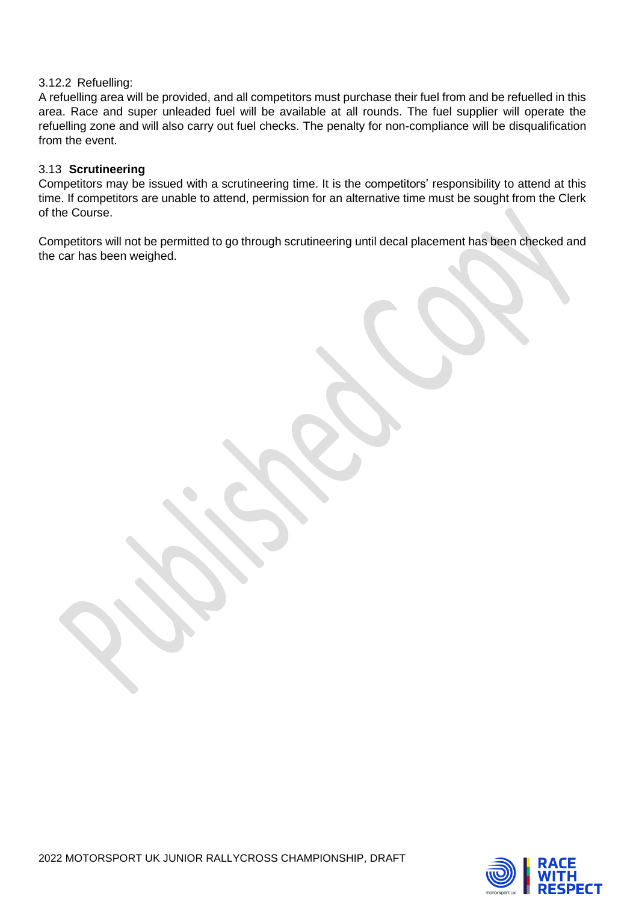3.12.2 Refuelling:

A refuelling area will be provided, and all competitors must purchase their fuel from and be refuelled in this area. Race and super unleaded fuel will be available at all rounds. The fuel supplier will operate the refuelling zone and will also carry out fuel checks. The penalty for non-compliance will be disqualification from the event.

### 3.13 **Scrutineering**

Competitors may be issued with a scrutineering time. It is the competitors' responsibility to attend at this time. If competitors are unable to attend, permission for an alternative time must be sought from the Clerk of the Course.

Competitors will not be permitted to go through scrutineering until decal placement has been checked and the car has been weighed.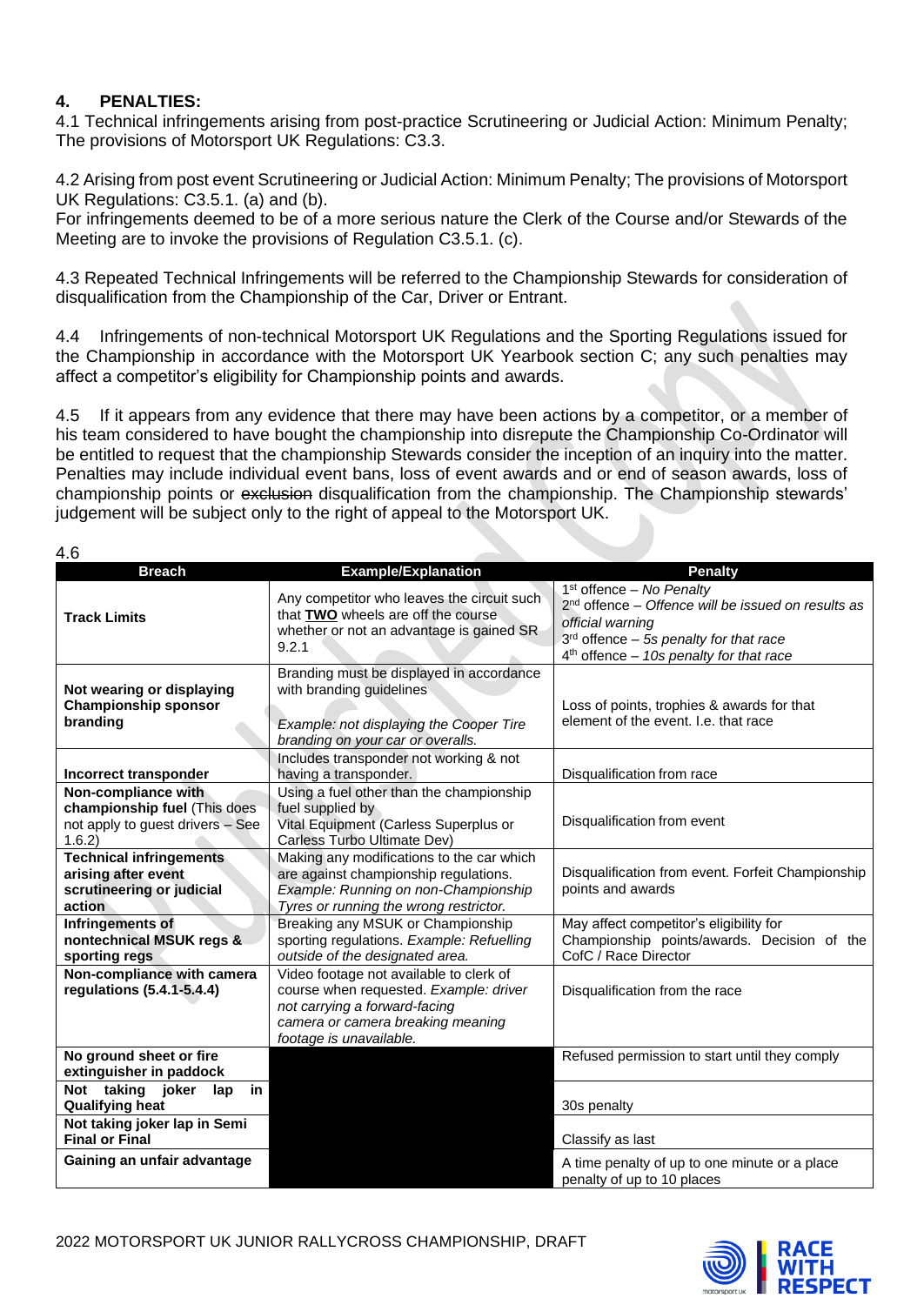## 4. PENALTIES:

4.1 Technical infringements arising from post-practice Scrutineering or Judicial Action: Minimum Penalty; The provisions of Motorsport UK Regulations: C3.3.

4.2 Arising from post event Scrutineering or Judicial Action: Minimum Penalty; The provisions of Motorsport UK Regulations: C3.5.1. (a) and (b).
For infringements deemed to be of a more serious nature the Clerk of the Course and/or Stewards of the Meeting are to invoke the provisions of Regulation C3.5.1. (c).

4.3 Repeated Technical Infringements will be referred to the Championship Stewards for consideration of disqualification from the Championship of the Car, Driver or Entrant.

4.4 Infringements of non-technical Motorsport UK Regulations and the Sporting Regulations issued for the Championship in accordance with the Motorsport UK Yearbook section C; any such penalties may affect a competitor's eligibility for Championship points and awards.

4.5 If it appears from any evidence that there may have been actions by a competitor, or a member of his team considered to have bought the championship into disrepute the Championship Co-Ordinator will be entitled to request that the championship Stewards consider the inception of an inquiry into the matter. Penalties may include individual event bans, loss of event awards and or end of season awards, loss of championship points or ~~exclusion~~ disqualification from the championship. The Championship stewards' judgement will be subject only to the right of appeal to the Motorsport UK.

4.6

| Breach | Example/Explanation | Penalty |
|---|---|---|
| **Track Limits** | Any competitor who leaves the circuit such that **TWO** wheels are off the course whether or not an advantage is gained SR 9.2.1 | 1st offence – *No Penalty*<br>2nd offence – *Offence will be issued on results as official warning*<br>3rd offence – *5s penalty for that race*<br>4th offence – *10s penalty for that race* |
| **Not wearing or displaying Championship sponsor branding** | Branding must be displayed in accordance with branding guidelines<br>*Example: not displaying the Cooper Tire branding on your car or overalls.* | Loss of points, trophies & awards for that element of the event. I.e. that race |
| **Incorrect transponder** | Includes transponder not working & not having a transponder. | Disqualification from race |
| **Non-compliance with championship fuel** (This does not apply to guest drivers – See 1.6.2) | Using a fuel other than the championship fuel supplied by Vital Equipment (Carless Superplus or Carless Turbo Ultimate Dev) | Disqualification from event |
| **Technical infringements arising after event scrutineering or judicial action** | Making any modifications to the car which are against championship regulations. *Example: Running on non-Championship Tyres or running the wrong restrictor.* | Disqualification from event. Forfeit Championship points and awards |
| **Infringements of nontechnical MSUK regs & sporting regs** | Breaking any MSUK or Championship sporting regulations. *Example: Refuelling outside of the designated area.* | May affect competitor's eligibility for Championship points/awards. Decision of the CofC / Race Director |
| **Non-compliance with camera regulations (5.4.1-5.4.4)** | Video footage not available to clerk of course when requested. *Example: driver not carrying a forward-facing camera or camera breaking meaning footage is unavailable.* | Disqualification from the race |
| **No ground sheet or fire extinguisher in paddock** | | Refused permission to start until they comply |
| **Not taking joker lap in Qualifying heat** | | 30s penalty |
| **Not taking joker lap in Semi Final or Final** | | Classify as last |
| **Gaining an unfair advantage** | | A time penalty of up to one minute or a place penalty of up to 10 places |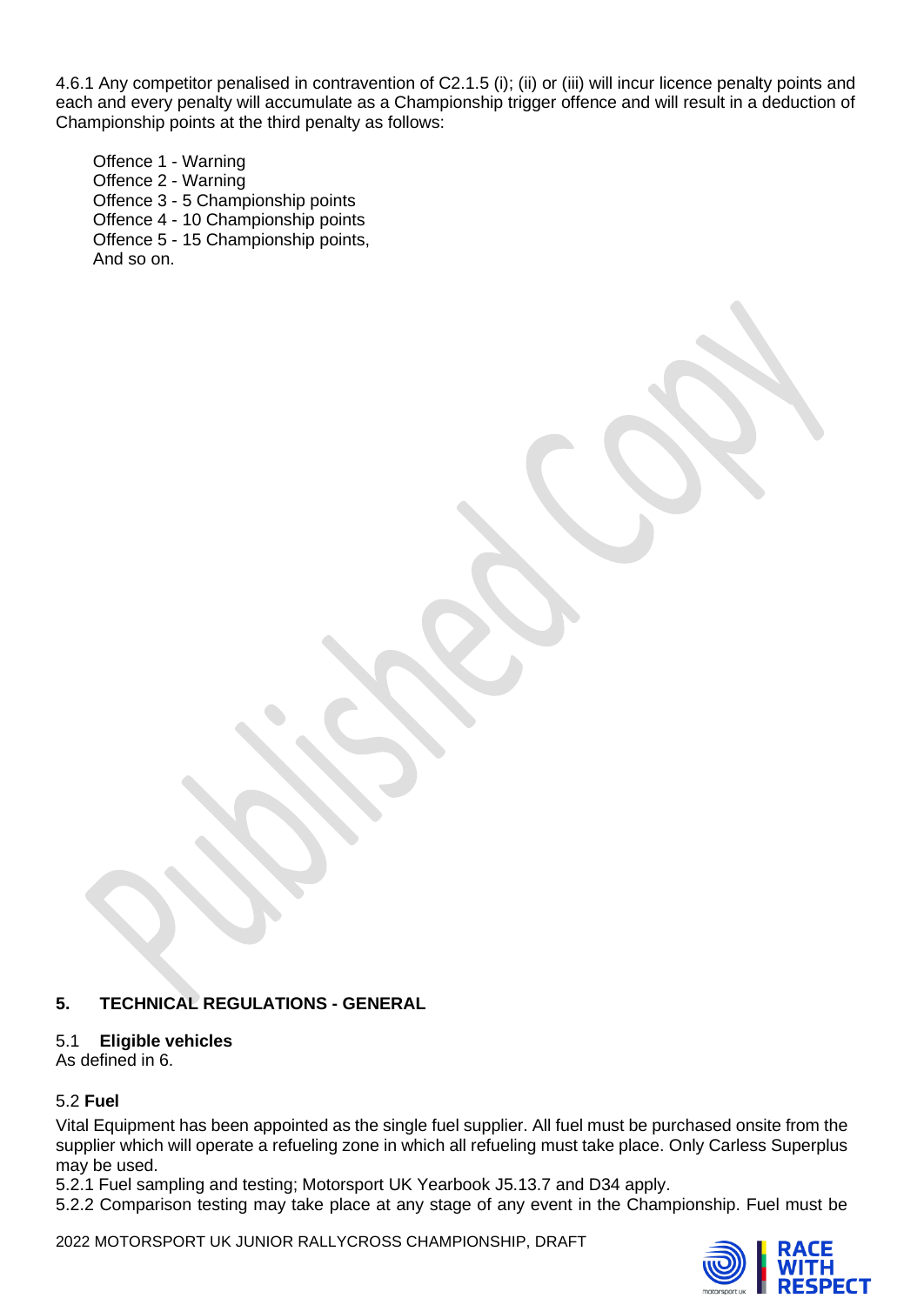4.6.1 Any competitor penalised in contravention of C2.1.5 (i); (ii) or (iii) will incur licence penalty points and each and every penalty will accumulate as a Championship trigger offence and will result in a deduction of Championship points at the third penalty as follows:

Offence 1 - Warning
Offence 2 - Warning
Offence 3 - 5 Championship points
Offence 4 - 10 Championship points
Offence 5 - 15 Championship points,
And so on.

## 5. TECHNICAL REGULATIONS - GENERAL

### 5.1 **Eligible vehicles**

As defined in 6.

### 5.2 **Fuel**

Vital Equipment has been appointed as the single fuel supplier. All fuel must be purchased onsite from the supplier which will operate a refueling zone in which all refueling must take place. Only Carless Superplus may be used.

5.2.1 Fuel sampling and testing; Motorsport UK Yearbook J5.13.7 and D34 apply.

5.2.2 Comparison testing may take place at any stage of any event in the Championship. Fuel must be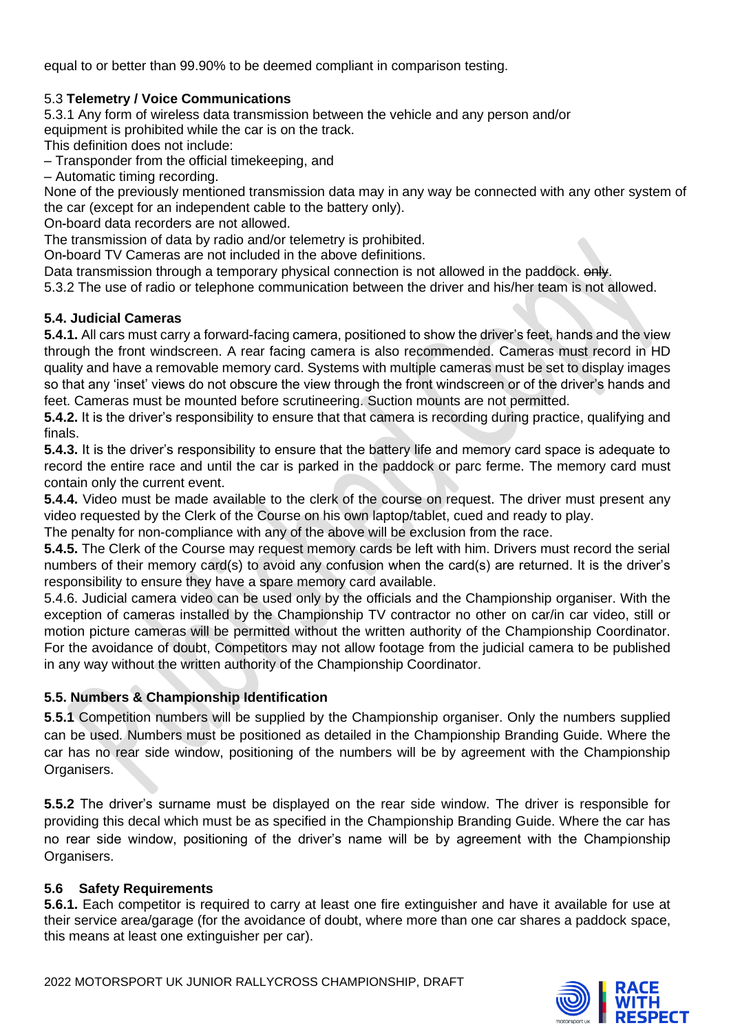equal to or better than 99.90% to be deemed compliant in comparison testing.

### 5.3 **Telemetry / Voice Communications**

5.3.1 Any form of wireless data transmission between the vehicle and any person and/or equipment is prohibited while the car is on the track.
This definition does not include:
– Transponder from the official timekeeping, and
– Automatic timing recording.
None of the previously mentioned transmission data may in any way be connected with any other system of the car (except for an independent cable to the battery only).
On-board data recorders are not allowed.
The transmission of data by radio and/or telemetry is prohibited.
On-board TV Cameras are not included in the above definitions.
Data transmission through a temporary physical connection is not allowed in the paddock. ~~only~~.
5.3.2 The use of radio or telephone communication between the driver and his/her team is not allowed.

### **5.4. Judicial Cameras**

**5.4.1.** All cars must carry a forward-facing camera, positioned to show the driver's feet, hands and the view through the front windscreen. A rear facing camera is also recommended. Cameras must record in HD quality and have a removable memory card. Systems with multiple cameras must be set to display images so that any 'inset' views do not obscure the view through the front windscreen or of the driver's hands and feet. Cameras must be mounted before scrutineering. Suction mounts are not permitted.

**5.4.2.** It is the driver's responsibility to ensure that that camera is recording during practice, qualifying and finals.

**5.4.3.** It is the driver's responsibility to ensure that the battery life and memory card space is adequate to record the entire race and until the car is parked in the paddock or parc ferme. The memory card must contain only the current event.

**5.4.4.** Video must be made available to the clerk of the course on request. The driver must present any video requested by the Clerk of the Course on his own laptop/tablet, cued and ready to play.
The penalty for non-compliance with any of the above will be exclusion from the race.

**5.4.5.** The Clerk of the Course may request memory cards be left with him. Drivers must record the serial numbers of their memory card(s) to avoid any confusion when the card(s) are returned. It is the driver's responsibility to ensure they have a spare memory card available.

5.4.6. Judicial camera video can be used only by the officials and the Championship organiser. With the exception of cameras installed by the Championship TV contractor no other on car/in car video, still or motion picture cameras will be permitted without the written authority of the Championship Coordinator. For the avoidance of doubt, Competitors may not allow footage from the judicial camera to be published in any way without the written authority of the Championship Coordinator.

### **5.5. Numbers & Championship Identification**

**5.5.1** Competition numbers will be supplied by the Championship organiser. Only the numbers supplied can be used. Numbers must be positioned as detailed in the Championship Branding Guide. Where the car has no rear side window, positioning of the numbers will be by agreement with the Championship Organisers.

**5.5.2** The driver's surname must be displayed on the rear side window. The driver is responsible for providing this decal which must be as specified in the Championship Branding Guide. Where the car has no rear side window, positioning of the driver's name will be by agreement with the Championship Organisers.

### **5.6 Safety Requirements**

**5.6.1.** Each competitor is required to carry at least one fire extinguisher and have it available for use at their service area/garage (for the avoidance of doubt, where more than one car shares a paddock space, this means at least one extinguisher per car).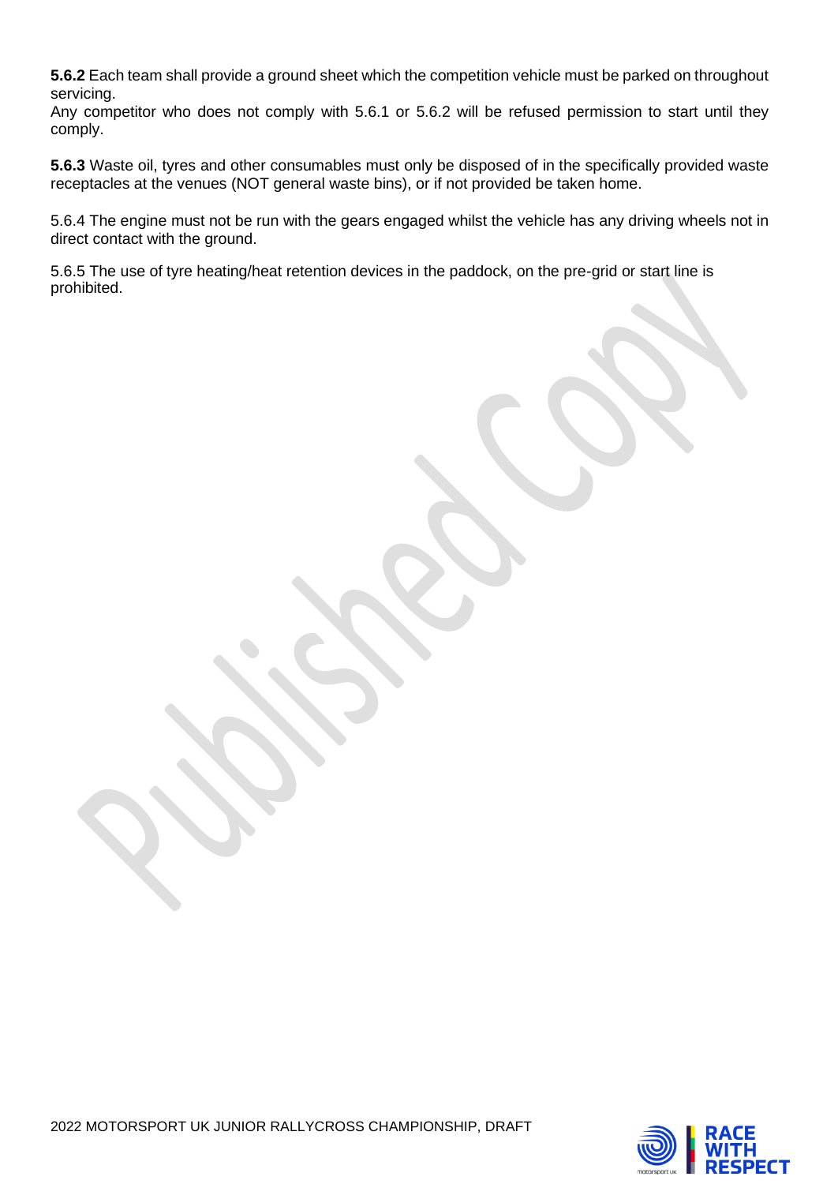**5.6.2** Each team shall provide a ground sheet which the competition vehicle must be parked on throughout servicing.
Any competitor who does not comply with 5.6.1 or 5.6.2 will be refused permission to start until they comply.

**5.6.3** Waste oil, tyres and other consumables must only be disposed of in the specifically provided waste receptacles at the venues (NOT general waste bins), or if not provided be taken home.

5.6.4 The engine must not be run with the gears engaged whilst the vehicle has any driving wheels not in direct contact with the ground.

5.6.5 The use of tyre heating/heat retention devices in the paddock, on the pre-grid or start line is prohibited.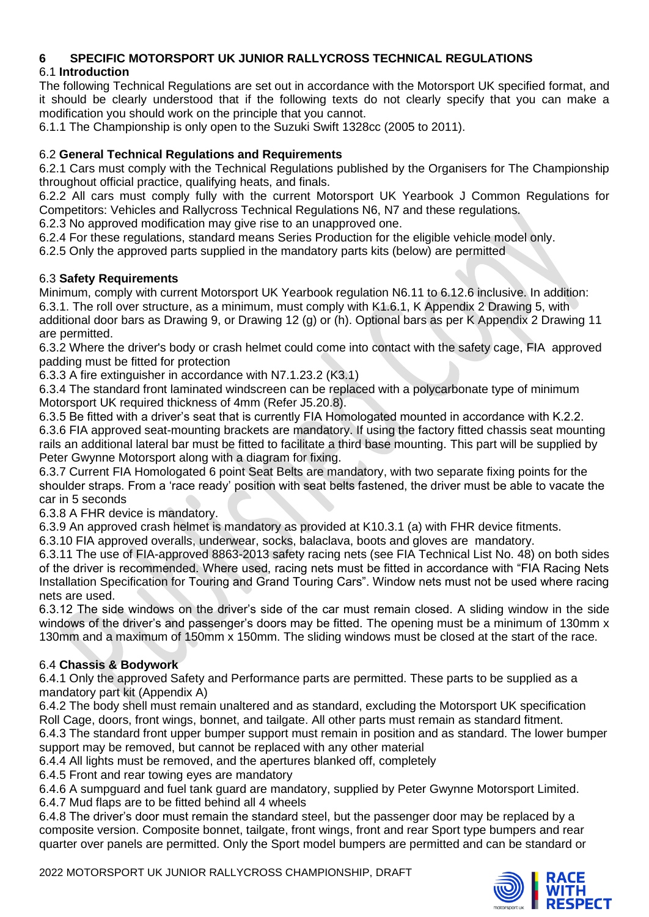## 6 SPECIFIC MOTORSPORT UK JUNIOR RALLYCROSS TECHNICAL REGULATIONS

### 6.1 **Introduction**

The following Technical Regulations are set out in accordance with the Motorsport UK specified format, and it should be clearly understood that if the following texts do not clearly specify that you can make a modification you should work on the principle that you cannot.

6.1.1 The Championship is only open to the Suzuki Swift 1328cc (2005 to 2011).

### 6.2 **General Technical Regulations and Requirements**

6.2.1 Cars must comply with the Technical Regulations published by the Organisers for The Championship throughout official practice, qualifying heats, and finals.

6.2.2 All cars must comply fully with the current Motorsport UK Yearbook J Common Regulations for Competitors: Vehicles and Rallycross Technical Regulations N6, N7 and these regulations.

6.2.3 No approved modification may give rise to an unapproved one.

6.2.4 For these regulations, standard means Series Production for the eligible vehicle model only.

6.2.5 Only the approved parts supplied in the mandatory parts kits (below) are permitted

### 6.3 **Safety Requirements**

Minimum, comply with current Motorsport UK Yearbook regulation N6.11 to 6.12.6 inclusive. In addition:

6.3.1. The roll over structure, as a minimum, must comply with K1.6.1, K Appendix 2 Drawing 5, with additional door bars as Drawing 9, or Drawing 12 (g) or (h). Optional bars as per K Appendix 2 Drawing 11 are permitted.

6.3.2 Where the driver's body or crash helmet could come into contact with the safety cage, FIA approved padding must be fitted for protection

6.3.3 A fire extinguisher in accordance with N7.1.23.2 (K3.1)

6.3.4 The standard front laminated windscreen can be replaced with a polycarbonate type of minimum Motorsport UK required thickness of 4mm (Refer J5.20.8).

6.3.5 Be fitted with a driver's seat that is currently FIA Homologated mounted in accordance with K.2.2.

6.3.6 FIA approved seat-mounting brackets are mandatory. If using the factory fitted chassis seat mounting rails an additional lateral bar must be fitted to facilitate a third base mounting. This part will be supplied by Peter Gwynne Motorsport along with a diagram for fixing.

6.3.7 Current FIA Homologated 6 point Seat Belts are mandatory, with two separate fixing points for the shoulder straps. From a 'race ready' position with seat belts fastened, the driver must be able to vacate the car in 5 seconds

6.3.8 A FHR device is mandatory.

6.3.9 An approved crash helmet is mandatory as provided at K10.3.1 (a) with FHR device fitments.

6.3.10 FIA approved overalls, underwear, socks, balaclava, boots and gloves are mandatory.

6.3.11 The use of FIA-approved 8863-2013 safety racing nets (see FIA Technical List No. 48) on both sides of the driver is recommended. Where used, racing nets must be fitted in accordance with "FIA Racing Nets Installation Specification for Touring and Grand Touring Cars". Window nets must not be used where racing nets are used.

6.3.12 The side windows on the driver's side of the car must remain closed. A sliding window in the side windows of the driver's and passenger's doors may be fitted. The opening must be a minimum of 130mm x 130mm and a maximum of 150mm x 150mm. The sliding windows must be closed at the start of the race.

### 6.4 **Chassis & Bodywork**

6.4.1 Only the approved Safety and Performance parts are permitted. These parts to be supplied as a mandatory part kit (Appendix A)

6.4.2 The body shell must remain unaltered and as standard, excluding the Motorsport UK specification Roll Cage, doors, front wings, bonnet, and tailgate. All other parts must remain as standard fitment.

6.4.3 The standard front upper bumper support must remain in position and as standard. The lower bumper support may be removed, but cannot be replaced with any other material

6.4.4 All lights must be removed, and the apertures blanked off, completely

6.4.5 Front and rear towing eyes are mandatory

6.4.6 A sumpguard and fuel tank guard are mandatory, supplied by Peter Gwynne Motorsport Limited.

6.4.7 Mud flaps are to be fitted behind all 4 wheels

6.4.8 The driver's door must remain the standard steel, but the passenger door may be replaced by a composite version. Composite bonnet, tailgate, front wings, front and rear Sport type bumpers and rear quarter over panels are permitted. Only the Sport model bumpers are permitted and can be standard or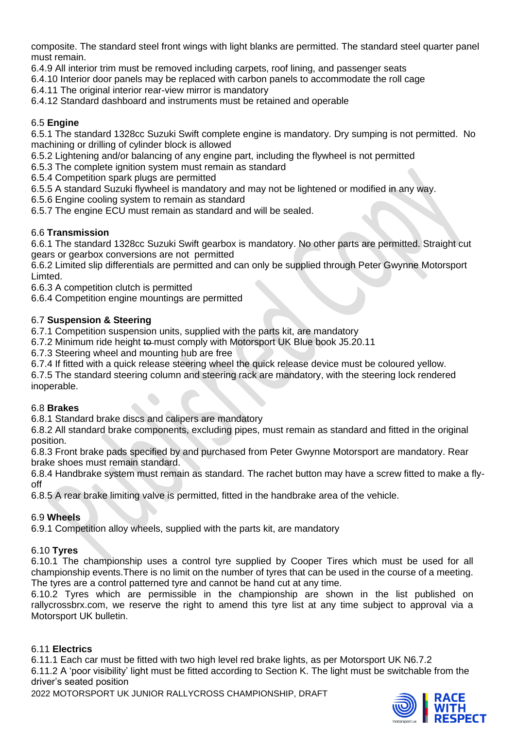composite. The standard steel front wings with light blanks are permitted. The standard steel quarter panel must remain.

6.4.9 All interior trim must be removed including carpets, roof lining, and passenger seats

6.4.10 Interior door panels may be replaced with carbon panels to accommodate the roll cage

6.4.11 The original interior rear-view mirror is mandatory

6.4.12 Standard dashboard and instruments must be retained and operable

### 6.5 **Engine**

6.5.1 The standard 1328cc Suzuki Swift complete engine is mandatory. Dry sumping is not permitted. No machining or drilling of cylinder block is allowed

6.5.2 Lightening and/or balancing of any engine part, including the flywheel is not permitted

6.5.3 The complete ignition system must remain as standard

6.5.4 Competition spark plugs are permitted

6.5.5 A standard Suzuki flywheel is mandatory and may not be lightened or modified in any way.

6.5.6 Engine cooling system to remain as standard

6.5.7 The engine ECU must remain as standard and will be sealed.

### 6.6 **Transmission**

6.6.1 The standard 1328cc Suzuki Swift gearbox is mandatory. No other parts are permitted. Straight cut gears or gearbox conversions are not permitted

6.6.2 Limited slip differentials are permitted and can only be supplied through Peter Gwynne Motorsport Limted.

6.6.3 A competition clutch is permitted

6.6.4 Competition engine mountings are permitted

### 6.7 **Suspension & Steering**

6.7.1 Competition suspension units, supplied with the parts kit, are mandatory

6.7.2 Minimum ride height ~~to~~ must comply with Motorsport UK Blue book J5.20.11

6.7.3 Steering wheel and mounting hub are free

6.7.4 If fitted with a quick release steering wheel the quick release device must be coloured yellow.

6.7.5 The standard steering column and steering rack are mandatory, with the steering lock rendered inoperable.

### 6.8 **Brakes**

6.8.1 Standard brake discs and calipers are mandatory

6.8.2 All standard brake components, excluding pipes, must remain as standard and fitted in the original position.

6.8.3 Front brake pads specified by and purchased from Peter Gwynne Motorsport are mandatory. Rear brake shoes must remain standard.

6.8.4 Handbrake system must remain as standard. The rachet button may have a screw fitted to make a fly-off

6.8.5 A rear brake limiting valve is permitted, fitted in the handbrake area of the vehicle.

### 6.9 **Wheels**

6.9.1 Competition alloy wheels, supplied with the parts kit, are mandatory

### 6.10 **Tyres**

6.10.1 The championship uses a control tyre supplied by Cooper Tires which must be used for all championship events.There is no limit on the number of tyres that can be used in the course of a meeting. The tyres are a control patterned tyre and cannot be hand cut at any time.

6.10.2 Tyres which are permissible in the championship are shown in the list published on rallycrossbrx.com, we reserve the right to amend this tyre list at any time subject to approval via a Motorsport UK bulletin.

### 6.11 **Electrics**

6.11.1 Each car must be fitted with two high level red brake lights, as per Motorsport UK N6.7.2

6.11.2 A 'poor visibility' light must be fitted according to Section K. The light must be switchable from the driver's seated position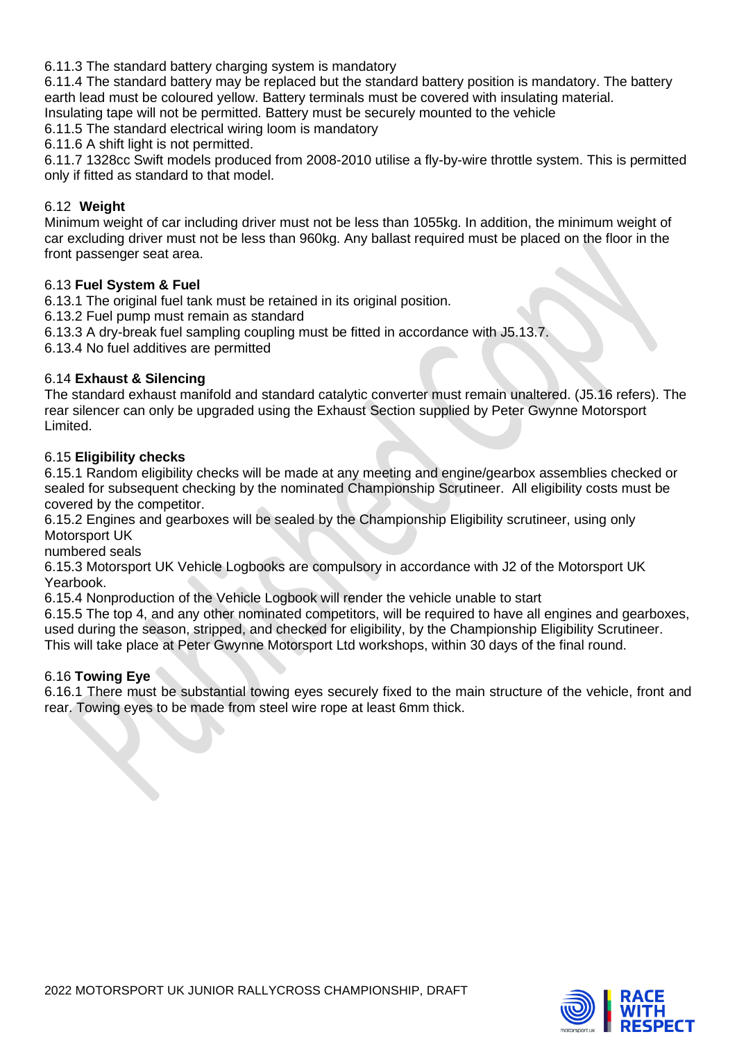6.11.3 The standard battery charging system is mandatory

6.11.4 The standard battery may be replaced but the standard battery position is mandatory. The battery earth lead must be coloured yellow. Battery terminals must be covered with insulating material. Insulating tape will not be permitted. Battery must be securely mounted to the vehicle

6.11.5 The standard electrical wiring loom is mandatory

6.11.6 A shift light is not permitted.

6.11.7 1328cc Swift models produced from 2008-2010 utilise a fly-by-wire throttle system. This is permitted only if fitted as standard to that model.

### 6.12 **Weight**

Minimum weight of car including driver must not be less than 1055kg. In addition, the minimum weight of car excluding driver must not be less than 960kg. Any ballast required must be placed on the floor in the front passenger seat area.

### 6.13 **Fuel System & Fuel**

6.13.1 The original fuel tank must be retained in its original position.

6.13.2 Fuel pump must remain as standard

6.13.3 A dry-break fuel sampling coupling must be fitted in accordance with J5.13.7.

6.13.4 No fuel additives are permitted

### 6.14 **Exhaust & Silencing**

The standard exhaust manifold and standard catalytic converter must remain unaltered. (J5.16 refers). The rear silencer can only be upgraded using the Exhaust Section supplied by Peter Gwynne Motorsport Limited.

### 6.15 **Eligibility checks**

6.15.1 Random eligibility checks will be made at any meeting and engine/gearbox assemblies checked or sealed for subsequent checking by the nominated Championship Scrutineer. All eligibility costs must be covered by the competitor.

6.15.2 Engines and gearboxes will be sealed by the Championship Eligibility scrutineer, using only Motorsport UK numbered seals

6.15.3 Motorsport UK Vehicle Logbooks are compulsory in accordance with J2 of the Motorsport UK Yearbook.

6.15.4 Nonproduction of the Vehicle Logbook will render the vehicle unable to start

6.15.5 The top 4, and any other nominated competitors, will be required to have all engines and gearboxes, used during the season, stripped, and checked for eligibility, by the Championship Eligibility Scrutineer. This will take place at Peter Gwynne Motorsport Ltd workshops, within 30 days of the final round.

### 6.16 **Towing Eye**

6.16.1 There must be substantial towing eyes securely fixed to the main structure of the vehicle, front and rear. Towing eyes to be made from steel wire rope at least 6mm thick.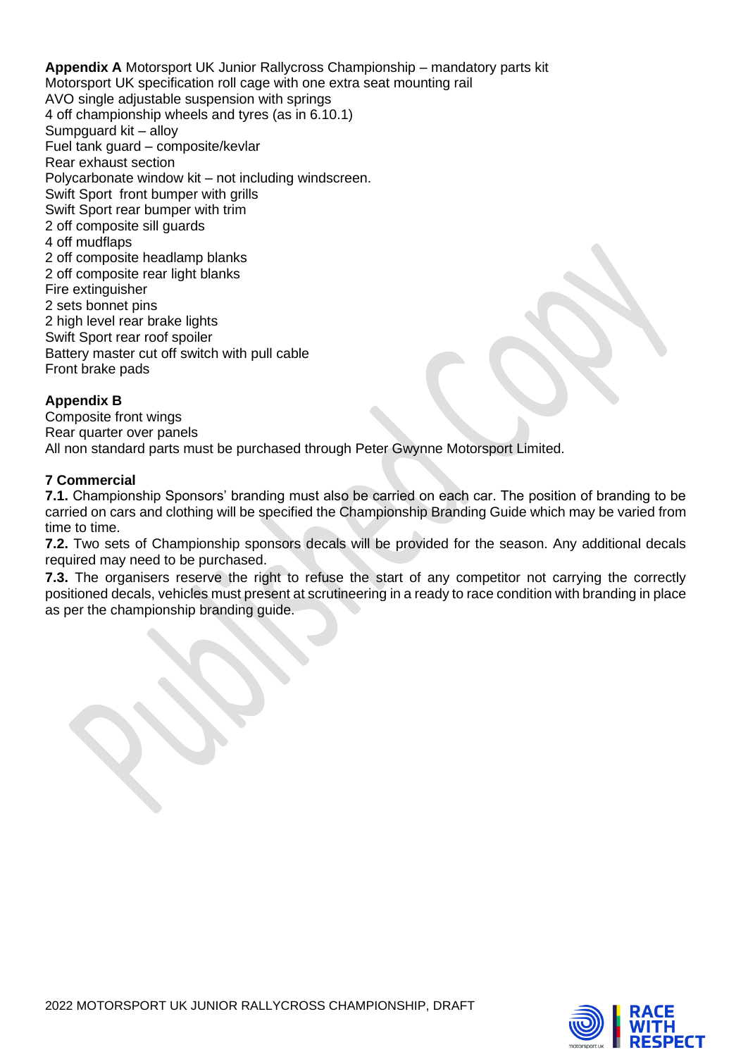**Appendix A** Motorsport UK Junior Rallycross Championship – mandatory parts kit
Motorsport UK specification roll cage with one extra seat mounting rail
AVO single adjustable suspension with springs
4 off championship wheels and tyres (as in 6.10.1)
Sumpguard kit – alloy
Fuel tank guard – composite/kevlar
Rear exhaust section
Polycarbonate window kit – not including windscreen.
Swift Sport front bumper with grills
Swift Sport rear bumper with trim
2 off composite sill guards
4 off mudflaps
2 off composite headlamp blanks
2 off composite rear light blanks
Fire extinguisher
2 sets bonnet pins
2 high level rear brake lights
Swift Sport rear roof spoiler
Battery master cut off switch with pull cable
Front brake pads

**Appendix B**
Composite front wings
Rear quarter over panels
All non standard parts must be purchased through Peter Gwynne Motorsport Limited.

## 7 Commercial

**7.1.** Championship Sponsors' branding must also be carried on each car. The position of branding to be carried on cars and clothing will be specified the Championship Branding Guide which may be varied from time to time.

**7.2.** Two sets of Championship sponsors decals will be provided for the season. Any additional decals required may need to be purchased.

**7.3.** The organisers reserve the right to refuse the start of any competitor not carrying the correctly positioned decals, vehicles must present at scrutineering in a ready to race condition with branding in place as per the championship branding guide.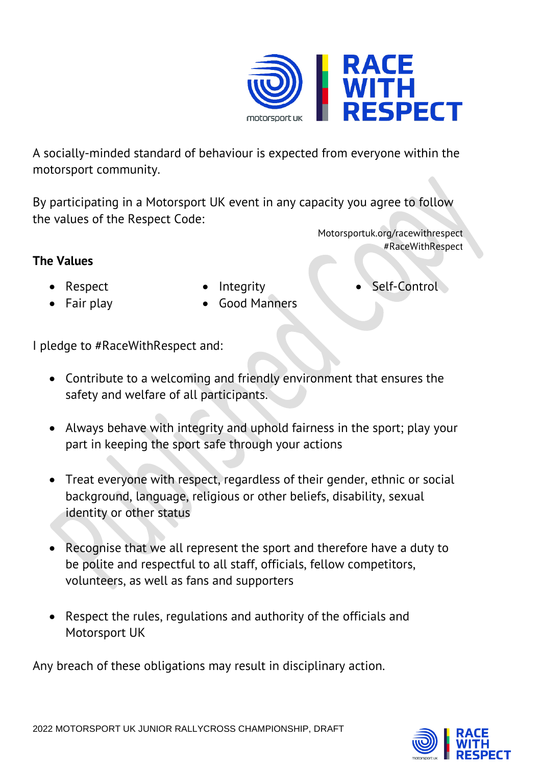A socially-minded standard of behaviour is expected from everyone within the motorsport community.

By participating in a Motorsport UK event in any capacity you agree to follow the values of the Respect Code:

Motorsportuk.org/racewithrespect
#RaceWithRespect

**The Values**

- Respect
- Fair play
- Integrity
- Good Manners
- Self-Control

I pledge to #RaceWithRespect and:

- Contribute to a welcoming and friendly environment that ensures the safety and welfare of all participants.
- Always behave with integrity and uphold fairness in the sport; play your part in keeping the sport safe through your actions
- Treat everyone with respect, regardless of their gender, ethnic or social background, language, religious or other beliefs, disability, sexual identity or other status
- Recognise that we all represent the sport and therefore have a duty to be polite and respectful to all staff, officials, fellow competitors, volunteers, as well as fans and supporters
- Respect the rules, regulations and authority of the officials and Motorsport UK

Any breach of these obligations may result in disciplinary action.